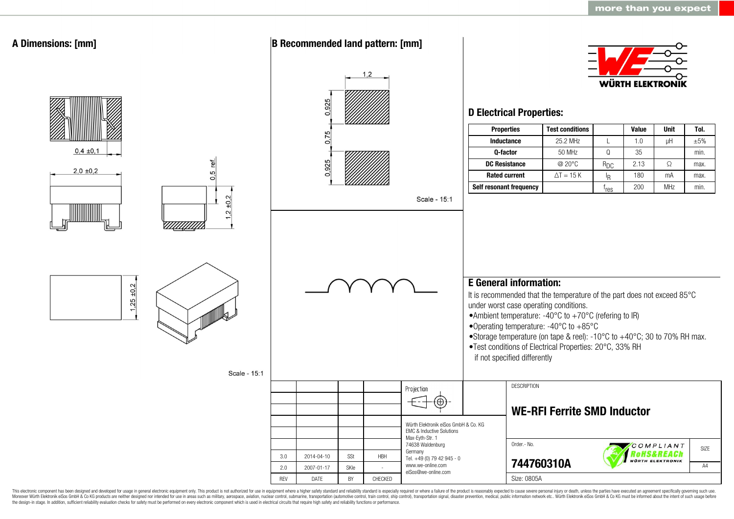## A Dimensions: [mm]

0,4 ±0,1

2,0 ±0,2

0,5 ref.

1,2 ±0,2

1,25 ±0,2

Scale - 15:1

## B Recommended land pattern: [mm]

1,2

0,925

0,75

0,925

Scale - 15:1

WÜRTH ELEKTRONIK

## D Electrical Properties:

| Properties | Test conditions | | Value | Unit | Tol. |
|---|---|---|---|---|---|
| Inductance | 25.2 MHz | L | 1.0 | µH | ±5% |
| Q-factor | 50 MHz | Q | 35 | | min. |
| DC Resistance | @ 20°C | $R_{DC}$ | 2.13 | Ω | max. |
| Rated current | ΔT = 15 K | $I_R$ | 180 | mA | max. |
| Self resonant frequency | | $f_{res}$ | 200 | MHz | min. |

## E General information:

It is recommended that the temperature of the part does not exceed 85°C under worst case operating conditions.

- Ambient temperature: -40°C to +70°C (refering to IR)
- Operating temperature: -40°C to +85°C
- Storage temperature (on tape & reel): -10°C to +40°C; 30 to 70% RH max.
- Test conditions of Electrical Properties: 20°C, 33% RH if not specified differently

| REV | DATE | BY | CHECKED |
|---|---|---|---|
| 3.0 | 2014-04-10 | SSt | HBH |
| 2.0 | 2007-01-17 | SKle | - |

Projection

Würth Elektronik eiSos GmbH & Co. KG
EMC & Inductive Solutions
Max-Eyth-Str. 1
74638 Waldenburg
Germany
Tel. +49 (0) 79 42 945 - 0
www.we-online.com
eiSos@we-online.com

DESCRIPTION

**WE-RFI Ferrite SMD Inductor**

Order.- No.

**744760310A**

COMPLIANT RoHS&REACh WÜRTH ELEKTRONIK

SIZE A4

Size: 0805A

This electronic component has been designed and developed for usage in general electronic equipment only. This product is not authorized for use in equipment where a higher safety standard and reliability standard is especially required or where a failure of the product is reasonably expected to cause severe personal injury or death, unless the parties have executed an agreement specifically governing such use. Moreover Würth Elektronik eiSos GmbH & Co KG products are neither designed nor intended for use in areas such as military, aerospace, aviation, nuclear control, submarine, transportation (automotive control, train control, ship control), transportation signal, disaster prevention, medical, public information network etc.. Würth Elektronik eiSos GmbH & Co KG must be informed about the intent of such usage before the design-in stage. In addition, sufficient reliability evaluation checks for safety must be performed on every electronic component which is used in electrical circuits that require high safety and reliability functions or performance.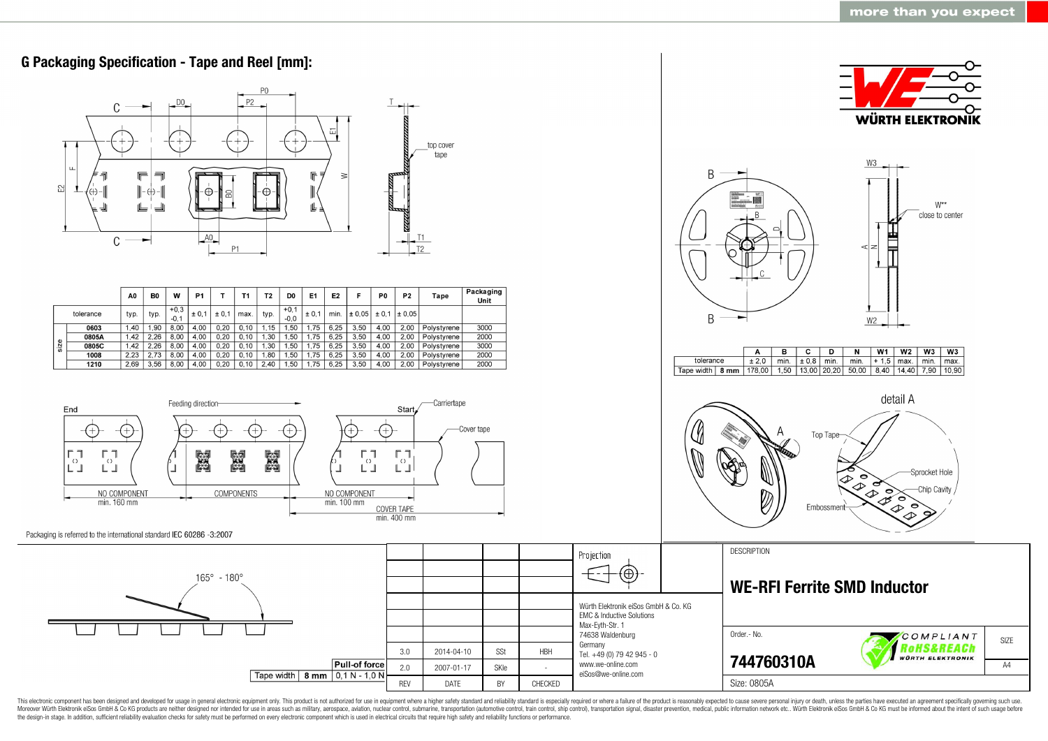## G Packaging Specification - Tape and Reel [mm]:

|  |  | A0 | B0 | W | P1 | T | T1 | T2 | D0 | E1 | E2 | F | P0 | P2 | Tape | Packaging Unit |
|---|---|---|---|---|---|---|---|---|---|---|---|---|---|---|---|---|
| tolerance |  | typ. | typ. | +0,3 -0,1 | ± 0,1 | ± 0,1 | max. | typ. | +0,1 -0,0 | ± 0,1 | min. | ± 0,05 | ± 0,1 | ± 0,05 |  |  |
| size | 0603 | 1,40 | 1,90 | 8,00 | 4,00 | 0,20 | 0,10 | 1,15 | 1,50 | 1,75 | 6,25 | 3,50 | 4,00 | 2,00 | Polystyrene | 3000 |
|  | 0805A | 1,42 | 2,26 | 8,00 | 4,00 | 0,20 | 0,10 | 1,30 | 1,50 | 1,75 | 6,25 | 3,50 | 4,00 | 2,00 | Polystyrene | 2000 |
|  | 0805C | 1,42 | 2,26 | 8,00 | 4,00 | 0,20 | 0,10 | 1,30 | 1,50 | 1,75 | 6,25 | 3,50 | 4,00 | 2,00 | Polystyrene | 3000 |
|  | 1008 | 2,23 | 2,73 | 8,00 | 4,00 | 0,20 | 0,10 | 1,80 | 1,50 | 1,75 | 6,25 | 3,50 | 4,00 | 2,00 | Polystyrene | 2000 |
|  | 1210 | 2,69 | 3,56 | 8,00 | 4,00 | 0,20 | 0,10 | 2,40 | 1,50 | 1,75 | 6,25 | 3,50 | 4,00 | 2,00 | Polystyrene | 2000 |

End — Feeding direction — Start — Carriertape — Cover tape

NO COMPONENT min. 160 mm — COMPONENTS — NO COMPONENT min. 100 mm — COVER TAPE min. 400 mm

Packaging is referred to the international standard IEC 60286 -3:2007

|  |  | A | B | C | D | N | W1 | W2 | W3 | W3 |
|---|---|---|---|---|---|---|---|---|---|---|
| tolerance |  | ± 2,0 | min. | ± 0,8 | min. | min. | + 1,5 | max. | min. | max. |
| Tape width | 8 mm | 178,00 | 1,50 | 13,00 | 20,20 | 50,00 | 8,40 | 14,40 | 7,90 | 10,90 |

W** close to center

detail A: Top Tape, Sprocket Hole, Chip Cavity, Embossment

165° - 180°

| Tape width | 8 mm | Pull-of force |
|---|---|---|
|  |  | 0,1 N - 1,0 N |

| REV | DATE | BY | CHECKED |
|---|---|---|---|
| 3.0 | 2014-04-10 | SSt | HBH |
| 2.0 | 2007-01-17 | SKle | - |

Projection

Würth Elektronik eiSos GmbH & Co. KG
EMC & Inductive Solutions
Max-Eyth-Str. 1
74638 Waldenburg
Germany
Tel. +49 (0) 79 42 945 - 0
www.we-online.com
eiSos@we-online.com

DESCRIPTION

**WE-RFI Ferrite SMD Inductor**

Order.- No.

**744760310A**

Size: 0805A

SIZE: A4

This electronic component has been designed and developed for usage in general electronic equipment only. This product is not authorized for use in equipment where a higher safety standard and reliability standard is especially required or where a failure of the product is reasonably expected to cause severe personal injury or death, unless the parties have executed an agreement specifically governing such use. Moreover Würth Elektronik eiSos GmbH & Co KG products are neither designed nor intended for use in areas such as military, aerospace, aviation, nuclear control, submarine, transportation (automotive control, train control, ship control), transportation signal, disaster prevention, medical, public information network etc.. Würth Elektronik eiSos GmbH & Co KG must be informed about the intent of such usage before the design-in stage. In addition, sufficient reliability evaluation checks for safety must be performed on every electronic component which is used in electrical circuits that require high safety and reliability functions or performance.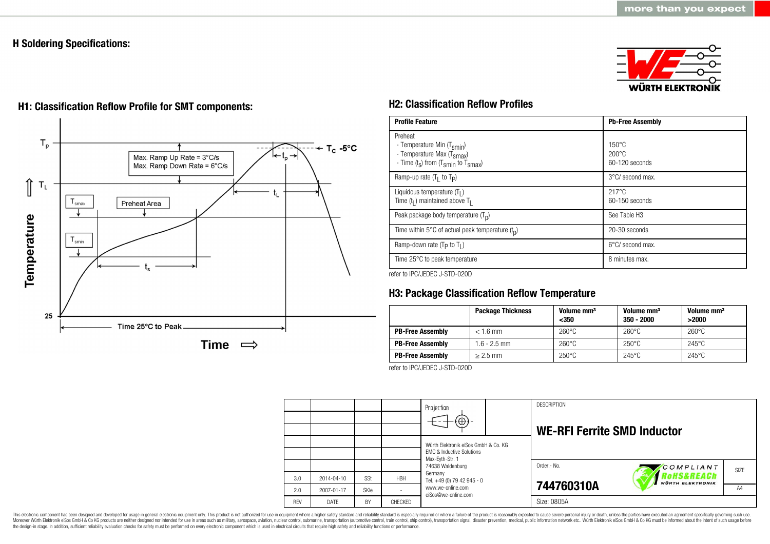# H Soldering Specifications:

## H1: Classification Reflow Profile for SMT components:

$T_p$

$T_C$ -5°C

Max. Ramp Up Rate = 3°C/s
Max. Ramp Down Rate = 6°C/s

$t_p$

$T_L$

$t_L$

$T_{smax}$

Preheat Area

$T_{smin}$

$t_s$

Temperature

25

Time 25°C to Peak

Time ⇨

## H2: Classification Reflow Profiles

| Profile Feature | Pb-Free Assembly |
|---|---|
| Preheat<br>- Temperature Min ($T_{smin}$)<br>- Temperature Max ($T_{smax}$)<br>- Time ($t_s$) from ($T_{smin}$ to $T_{smax}$) | <br>150°C<br>200°C<br>60-120 seconds |
| Ramp-up rate ($T_L$ to $T_P$) | 3°C/ second max. |
| Liquidous temperature ($T_L$)<br>Time ($t_L$) maintained above $T_L$ | 217°C<br>60-150 seconds |
| Peak package body temperature ($T_p$) | See Table H3 |
| Time within 5°C of actual peak temperature ($t_p$) | 20-30 seconds |
| Ramp-down rate ($T_P$ to $T_L$) | 6°C/ second max. |
| Time 25°C to peak temperature | 8 minutes max. |

refer to IPC/JEDEC J-STD-020D

## H3: Package Classification Reflow Temperature

| | Package Thickness | Volume mm³ <350 | Volume mm³ 350 - 2000 | Volume mm³ >2000 |
|---|---|---|---|---|
| **PB-Free Assembly** | < 1.6 mm | 260°C | 260°C | 260°C |
| **PB-Free Assembly** | 1.6 - 2.5 mm | 260°C | 250°C | 245°C |
| **PB-Free Assembly** | ≥ 2.5 mm | 250°C | 245°C | 245°C |

refer to IPC/JEDEC J-STD-020D

| REV | DATE | BY | CHECKED |
|---|---|---|---|
| 3.0 | 2014-04-10 | SSt | HBH |
| 2.0 | 2007-01-17 | SKle | - |

Projection

Würth Elektronik eiSos GmbH & Co. KG
EMC & Inductive Solutions
Max-Eyth-Str. 1
74638 Waldenburg
Germany
Tel. +49 (0) 79 42 945 - 0
www.we-online.com
eiSos@we-online.com

DESCRIPTION

**WE-RFI Ferrite SMD Inductor**

Order.- No.

**744760310A**

COMPLIANT RoHS&REACh WÜRTH ELEKTRONIK

SIZE: A4

Size: 0805A

This electronic component has been designed and developed for usage in general electronic equipment only. This product is not authorized for use in equipment where a higher safety standard and reliability standard is especially required or where a failure of the product is reasonably expected to cause severe personal injury or death, unless the parties have executed an agreement specifically governing such use. Moreover Würth Elektronik eiSos GmbH & Co KG products are neither designed nor intended for use in areas such as military, aerospace, aviation, nuclear control, submarine, transportation (automotive control, train control, ship control), transportation signal, disaster prevention, medical, public information network etc.. Würth Elektronik eiSos GmbH & Co KG must be informed about the intent of such usage before the design-in stage. In addition, sufficient reliability evaluation checks for safety must be performed on every electronic component which is used in electrical circuits that require high safety and reliability functions or performance.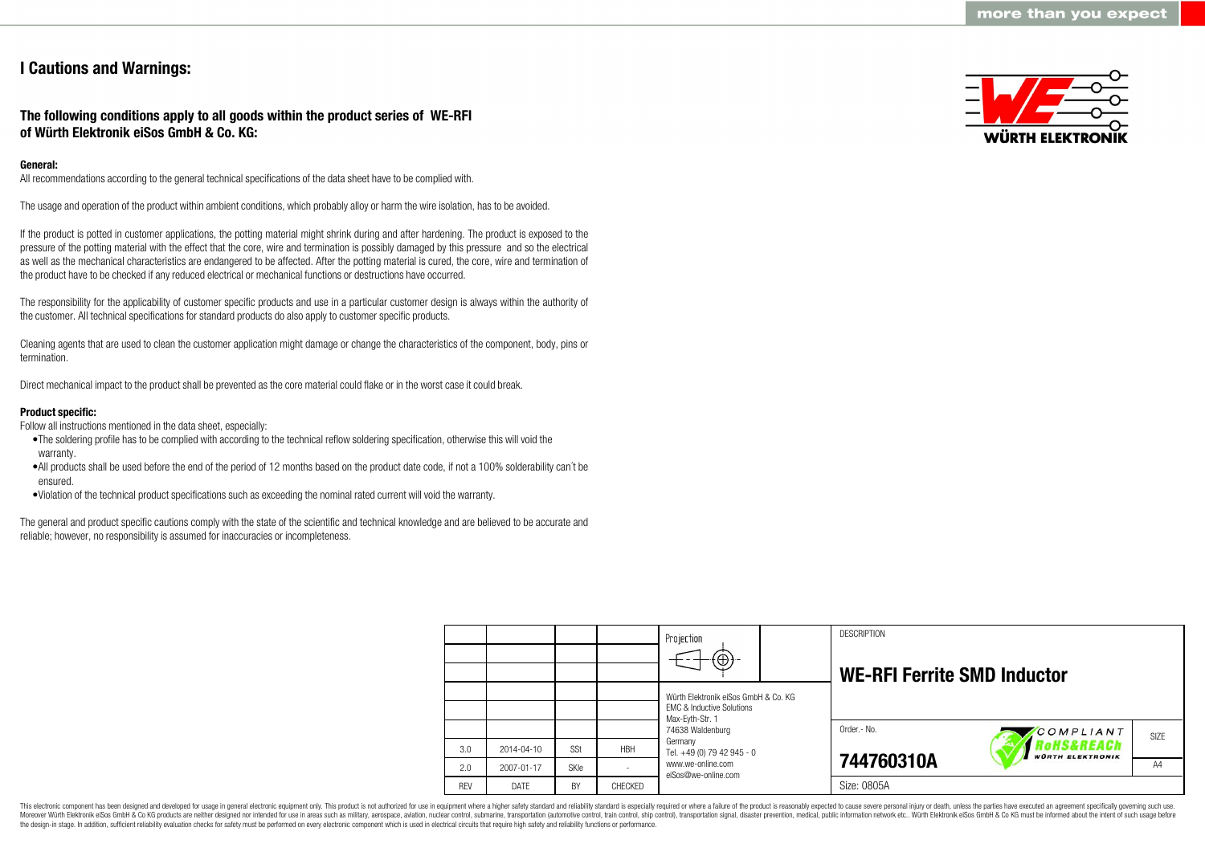# I Cautions and Warnings:

## The following conditions apply to all goods within the product series of WE-RFI of Würth Elektronik eiSos GmbH & Co. KG:

**General:**
All recommendations according to the general technical specifications of the data sheet have to be complied with.

The usage and operation of the product within ambient conditions, which probably alloy or harm the wire isolation, has to be avoided.

If the product is potted in customer applications, the potting material might shrink during and after hardening. The product is exposed to the pressure of the potting material with the effect that the core, wire and termination is possibly damaged by this pressure and so the electrical as well as the mechanical characteristics are endangered to be affected. After the potting material is cured, the core, wire and termination of the product have to be checked if any reduced electrical or mechanical functions or destructions have occurred.

The responsibility for the applicability of customer specific products and use in a particular customer design is always within the authority of the customer. All technical specifications for standard products do also apply to customer specific products.

Cleaning agents that are used to clean the customer application might damage or change the characteristics of the component, body, pins or termination.

Direct mechanical impact to the product shall be prevented as the core material could flake or in the worst case it could break.

**Product specific:**
Follow all instructions mentioned in the data sheet, especially:

- The soldering profile has to be complied with according to the technical reflow soldering specification, otherwise this will void the warranty.
- All products shall be used before the end of the period of 12 months based on the product date code, if not a 100% solderability can´t be ensured.
- Violation of the technical product specifications such as exceeding the nominal rated current will void the warranty.

The general and product specific cautions comply with the state of the scientific and technical knowledge and are believed to be accurate and reliable; however, no responsibility is assumed for inaccuracies or incompleteness.

| | | | |
|---|---|---|---|
| 3.0 | 2014-04-10 | SSt | HBH |
| 2.0 | 2007-01-17 | SKle | - |
| REV | DATE | BY | CHECKED |

Würth Elektronik eiSos GmbH & Co. KG
EMC & Inductive Solutions
Max-Eyth-Str. 1
74638 Waldenburg
Germany
Tel. +49 (0) 79 42 945 - 0
www.we-online.com
eiSos@we-online.com

DESCRIPTION

**WE-RFI Ferrite SMD Inductor**

Order.- No.

**744760310A**

SIZE: A4

Size: 0805A

This electronic component has been designed and developed for usage in general electronic equipment only. This product is not authorized for use in equipment where a higher safety standard and reliability standard is especially required or where a failure of the product is reasonably expected to cause severe personal injury or death, unless the parties have executed an agreement specifically governing such use. Moreover Würth Elektronik eiSos GmbH & Co KG products are neither designed nor intended for use in areas such as military, aerospace, aviation, nuclear control, submarine, transportation (automotive control, train control, ship control), transportation signal, disaster prevention, medical, public information network etc.. Würth Elektronik eiSos GmbH & Co KG must be informed about the intent of such usage before the design-in stage. In addition, sufficient reliability evaluation checks for safety must be performed on every electronic component which is used in electrical circuits that require high safety and reliability functions or performance.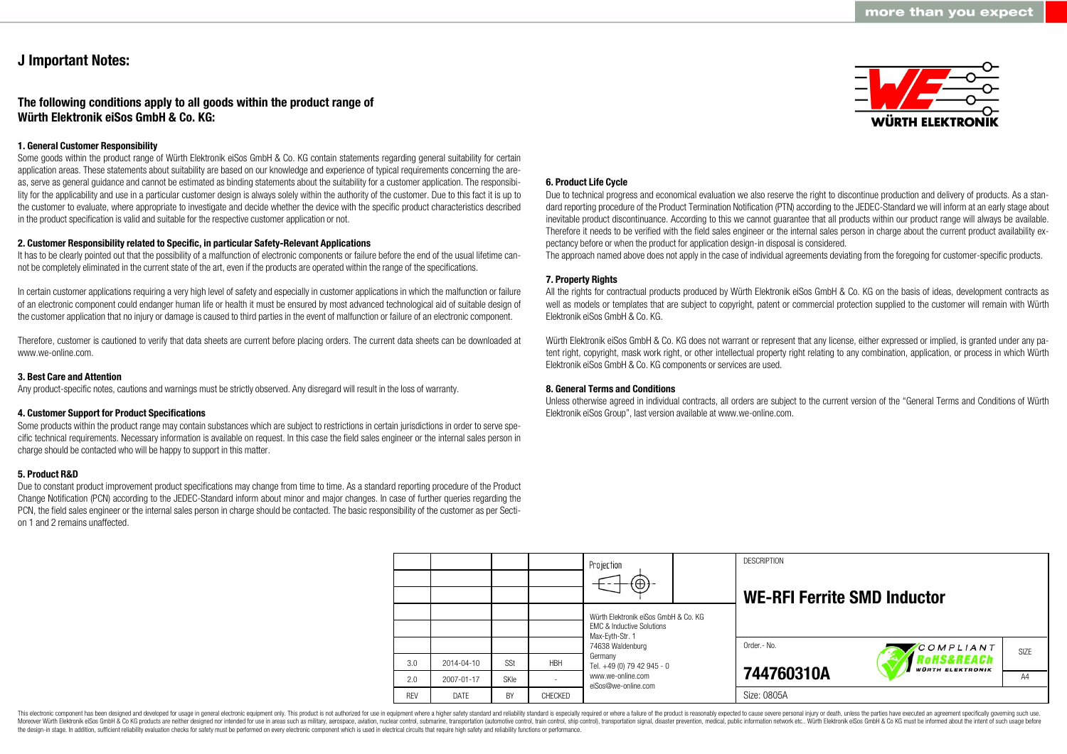## J Important Notes:

### The following conditions apply to all goods within the product range of Würth Elektronik eiSos GmbH & Co. KG:

**1. General Customer Responsibility**

Some goods within the product range of Würth Elektronik eiSos GmbH & Co. KG contain statements regarding general suitability for certain application areas. These statements about suitability are based on our knowledge and experience of typical requirements concerning the areas, serve as general guidance and cannot be estimated as binding statements about the suitability for a customer application. The responsibility for the applicability and use in a particular customer design is always solely within the authority of the customer. Due to this fact it is up to the customer to evaluate, where appropriate to investigate and decide whether the device with the specific product characteristics described in the product specification is valid and suitable for the respective customer application or not.

**2. Customer Responsibility related to Specific, in particular Safety-Relevant Applications**

It has to be clearly pointed out that the possibility of a malfunction of electronic components or failure before the end of the usual lifetime cannot be completely eliminated in the current state of the art, even if the products are operated within the range of the specifications.

In certain customer applications requiring a very high level of safety and especially in customer applications in which the malfunction or failure of an electronic component could endanger human life or health it must be ensured by most advanced technological aid of suitable design of the customer application that no injury or damage is caused to third parties in the event of malfunction or failure of an electronic component.

Therefore, customer is cautioned to verify that data sheets are current before placing orders. The current data sheets can be downloaded at www.we-online.com.

**3. Best Care and Attention**

Any product-specific notes, cautions and warnings must be strictly observed. Any disregard will result in the loss of warranty.

**4. Customer Support for Product Specifications**

Some products within the product range may contain substances which are subject to restrictions in certain jurisdictions in order to serve specific technical requirements. Necessary information is available on request. In this case the field sales engineer or the internal sales person in charge should be contacted who will be happy to support in this matter.

**5. Product R&D**

Due to constant product improvement product specifications may change from time to time. As a standard reporting procedure of the Product Change Notification (PCN) according to the JEDEC-Standard inform about minor and major changes. In case of further queries regarding the PCN, the field sales engineer or the internal sales person in charge should be contacted. The basic responsibility of the customer as per Section 1 and 2 remains unaffected.

**6. Product Life Cycle**

Due to technical progress and economical evaluation we also reserve the right to discontinue production and delivery of products. As a standard reporting procedure of the Product Termination Notification (PTN) according to the JEDEC-Standard we will inform at an early stage about inevitable product discontinuance. According to this we cannot guarantee that all products within our product range will always be available. Therefore it needs to be verified with the field sales engineer or the internal sales person in charge about the current product availability expectancy before or when the product for application design-in disposal is considered.

The approach named above does not apply in the case of individual agreements deviating from the foregoing for customer-specific products.

**7. Property Rights**

All the rights for contractual products produced by Würth Elektronik eiSos GmbH & Co. KG on the basis of ideas, development contracts as well as models or templates that are subject to copyright, patent or commercial protection supplied to the customer will remain with Würth Elektronik eiSos GmbH & Co. KG.

Würth Elektronik eiSos GmbH & Co. KG does not warrant or represent that any license, either expressed or implied, is granted under any patent right, copyright, mask work right, or other intellectual property right relating to any combination, application, or process in which Würth Elektronik eiSos GmbH & Co. KG components or services are used.

**8. General Terms and Conditions**

Unless otherwise agreed in individual contracts, all orders are subject to the current version of the "General Terms and Conditions of Würth Elektronik eiSos Group", last version available at www.we-online.com.

| | | | | | |
|---|---|---|---|---|---|
| | | | | Projection | DESCRIPTION: **WE-RFI Ferrite SMD Inductor** |
| | | | | Würth Elektronik eiSos GmbH & Co. KG, EMC & Inductive Solutions, Max-Eyth-Str. 1, 74638 Waldenburg, Germany, Tel. +49 (0) 79 42 945 - 0, www.we-online.com, eiSos@we-online.com | Order.- No.: **744760310A** — SIZE: A4 |
| 3.0 | 2014-04-10 | SSt | HBH | | |
| 2.0 | 2007-01-17 | SKle | - | | |
| REV | DATE | BY | CHECKED | | Size: 0805A |

This electronic component has been designed and developed for usage in general electronic equipment only. This product is not authorized for use in equipment where a higher safety standard and reliability standard is especially required or where a failure of the product is reasonably expected to cause severe personal injury or death, unless the parties have executed an agreement specifically governing such use. Moreover Würth Elektronik eiSos GmbH & Co KG products are neither designed nor intended for use in areas such as military, aerospace, aviation, nuclear control, submarine, transportation (automotive control, train control, ship control), transportation signal, disaster prevention, medical, public information network etc.. Würth Elektronik eiSos GmbH & Co KG must be informed about the intent of such usage before the design-in stage. In addition, sufficient reliability evaluation checks for safety must be performed on every electronic component which is used in electrical circuits that require high safety and reliability functions or performance.